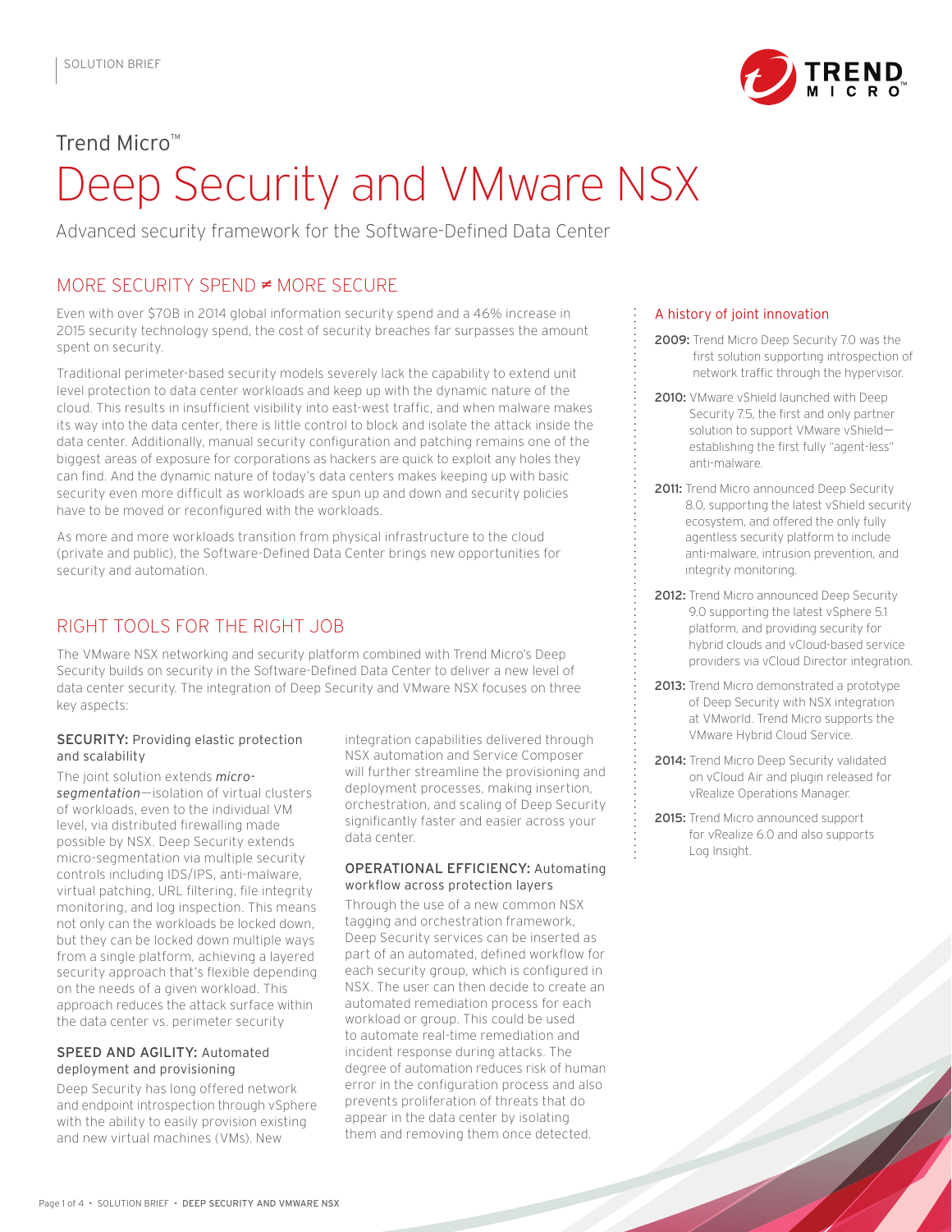SOLUTION BRIEF

Trend Micro™

# Deep Security and VMware NSX

Advanced security framework for the Software-Defined Data Center

## MORE SECURITY SPEND ≠ MORE SECURE

Even with over $70B in 2014 global information security spend and a 46% increase in 2015 security technology spend, the cost of security breaches far surpasses the amount spent on security.

Traditional perimeter-based security models severely lack the capability to extend unit level protection to data center workloads and keep up with the dynamic nature of the cloud. This results in insufficient visibility into east-west traffic, and when malware makes its way into the data center, there is little control to block and isolate the attack inside the data center. Additionally, manual security configuration and patching remains one of the biggest areas of exposure for corporations as hackers are quick to exploit any holes they can find. And the dynamic nature of today's data centers makes keeping up with basic security even more difficult as workloads are spun up and down and security policies have to be moved or reconfigured with the workloads.

As more and more workloads transition from physical infrastructure to the cloud (private and public), the Software-Defined Data Center brings new opportunities for security and automation.

## RIGHT TOOLS FOR THE RIGHT JOB

The VMware NSX networking and security platform combined with Trend Micro's Deep Security builds on security in the Software-Defined Data Center to deliver a new level of data center security. The integration of Deep Security and VMware NSX focuses on three key aspects:

### SECURITY: Providing elastic protection and scalability

The joint solution extends *micro-segmentation*—isolation of virtual clusters of workloads, even to the individual VM level, via distributed firewalling made possible by NSX. Deep Security extends micro-segmentation via multiple security controls including IDS/IPS, anti-malware, virtual patching, URL filtering, file integrity monitoring, and log inspection. This means not only can the workloads be locked down, but they can be locked down multiple ways from a single platform, achieving a layered security approach that's flexible depending on the needs of a given workload. This approach reduces the attack surface within the data center vs. perimeter security

### SPEED AND AGILITY: Automated deployment and provisioning

Deep Security has long offered network and endpoint introspection through vSphere with the ability to easily provision existing and new virtual machines (VMs). New integration capabilities delivered through NSX automation and Service Composer will further streamline the provisioning and deployment processes, making insertion, orchestration, and scaling of Deep Security significantly faster and easier across your data center.

### OPERATIONAL EFFICIENCY: Automating workflow across protection layers

Through the use of a new common NSX tagging and orchestration framework, Deep Security services can be inserted as part of an automated, defined workflow for each security group, which is configured in NSX. The user can then decide to create an automated remediation process for each workload or group. This could be used to automate real-time remediation and incident response during attacks. The degree of automation reduces risk of human error in the configuration process and also prevents proliferation of threats that do appear in the data center by isolating them and removing them once detected.

### A history of joint innovation

**2009:** Trend Micro Deep Security 7.0 was the first solution supporting introspection of network traffic through the hypervisor.

**2010:** VMware vShield launched with Deep Security 7.5, the first and only partner solution to support VMware vShield—establishing the first fully "agent-less" anti-malware.

**2011:** Trend Micro announced Deep Security 8.0, supporting the latest vShield security ecosystem, and offered the only fully agentless security platform to include anti-malware, intrusion prevention, and integrity monitoring.

**2012:** Trend Micro announced Deep Security 9.0 supporting the latest vSphere 5.1 platform, and providing security for hybrid clouds and vCloud-based service providers via vCloud Director integration.

**2013:** Trend Micro demonstrated a prototype of Deep Security with NSX integration at VMworld. Trend Micro supports the VMware Hybrid Cloud Service.

**2014:** Trend Micro Deep Security validated on vCloud Air and plugin released for vRealize Operations Manager.

**2015:** Trend Micro announced support for vRealize 6.0 and also supports Log Insight.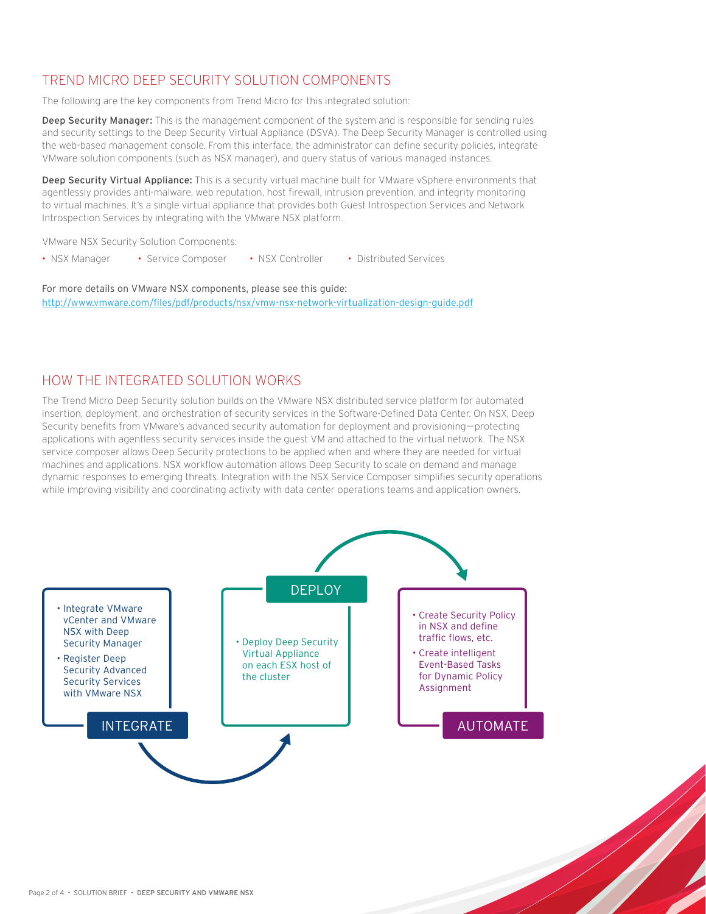## TREND MICRO DEEP SECURITY SOLUTION COMPONENTS

The following are the key components from Trend Micro for this integrated solution:

**Deep Security Manager:** This is the management component of the system and is responsible for sending rules and security settings to the Deep Security Virtual Appliance (DSVA). The Deep Security Manager is controlled using the web-based management console. From this interface, the administrator can define security policies, integrate VMware solution components (such as NSX manager), and query status of various managed instances.

**Deep Security Virtual Appliance:** This is a security virtual machine built for VMware vSphere environments that agentlessly provides anti-malware, web reputation, host firewall, intrusion prevention, and integrity monitoring to virtual machines. It's a single virtual appliance that provides both Guest Introspection Services and Network Introspection Services by integrating with the VMware NSX platform.

VMware NSX Security Solution Components:

- NSX Manager
- Service Composer
- NSX Controller
- Distributed Services

For more details on VMware NSX components, please see this guide:
http://www.vmware.com/files/pdf/products/nsx/vmw-nsx-network-virtualization-design-guide.pdf

## HOW THE INTEGRATED SOLUTION WORKS

The Trend Micro Deep Security solution builds on the VMware NSX distributed service platform for automated insertion, deployment, and orchestration of security services in the Software-Defined Data Center. On NSX, Deep Security benefits from VMware's advanced security automation for deployment and provisioning—protecting applications with agentless security services inside the guest VM and attached to the virtual network. The NSX service composer allows Deep Security protections to be applied when and where they are needed for virtual machines and applications. NSX workflow automation allows Deep Security to scale on demand and manage dynamic responses to emerging threats. Integration with the NSX Service Composer simplifies security operations while improving visibility and coordinating activity with data center operations teams and application owners.

**INTEGRATE**

- Integrate VMware vCenter and VMware NSX with Deep Security Manager
- Register Deep Security Advanced Security Services with VMware NSX

**DEPLOY**

- Deploy Deep Security Virtual Appliance on each ESX host of the cluster

**AUTOMATE**

- Create Security Policy in NSX and define traffic flows, etc.
- Create intelligent Event-Based Tasks for Dynamic Policy Assignment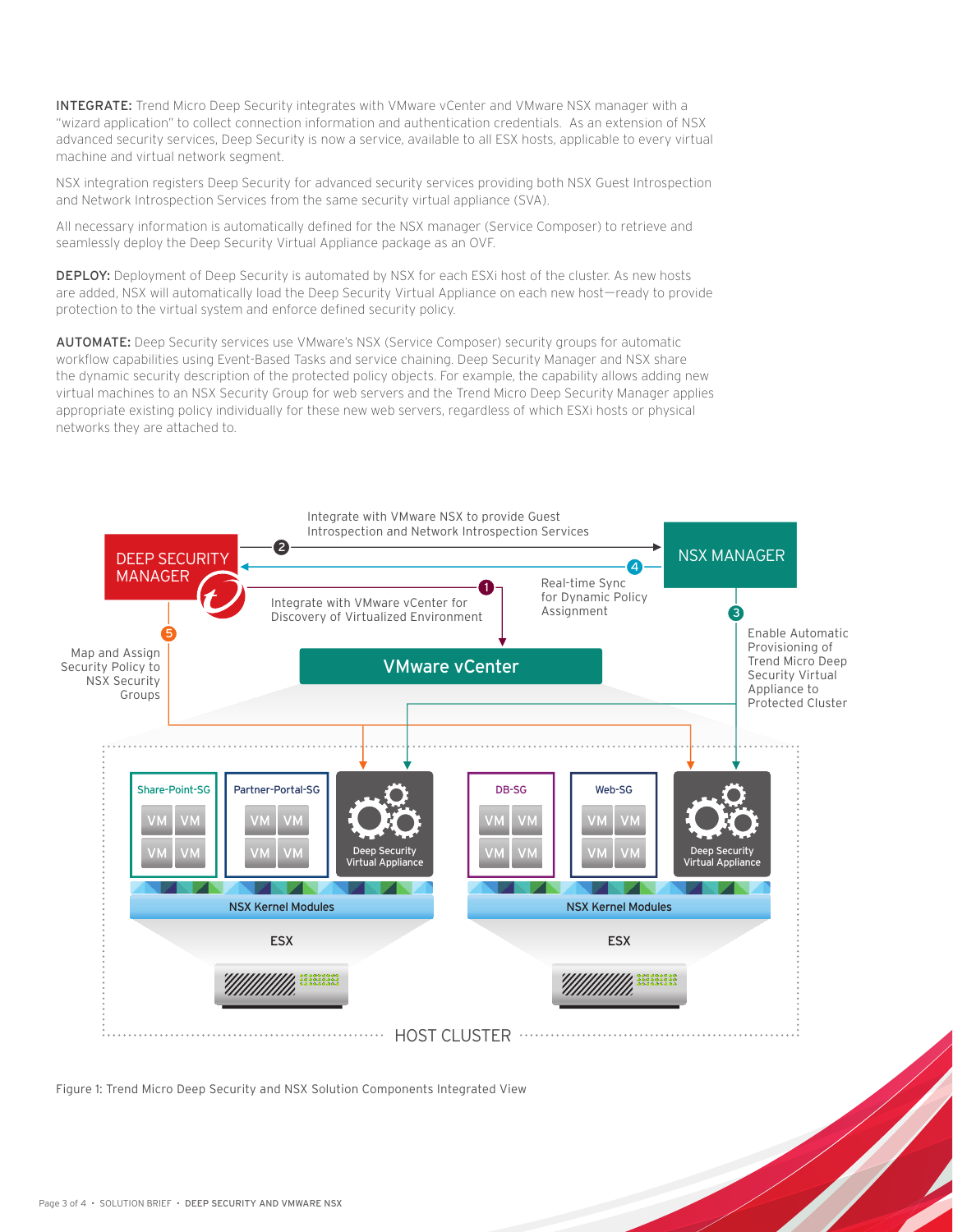**INTEGRATE:** Trend Micro Deep Security integrates with VMware vCenter and VMware NSX manager with a "wizard application" to collect connection information and authentication credentials. As an extension of NSX advanced security services, Deep Security is now a service, available to all ESX hosts, applicable to every virtual machine and virtual network segment.

NSX integration registers Deep Security for advanced security services providing both NSX Guest Introspection and Network Introspection Services from the same security virtual appliance (SVA).

All necessary information is automatically defined for the NSX manager (Service Composer) to retrieve and seamlessly deploy the Deep Security Virtual Appliance package as an OVF.

**DEPLOY:** Deployment of Deep Security is automated by NSX for each ESXi host of the cluster. As new hosts are added, NSX will automatically load the Deep Security Virtual Appliance on each new host—ready to provide protection to the virtual system and enforce defined security policy.

**AUTOMATE:** Deep Security services use VMware's NSX (Service Composer) security groups for automatic workflow capabilities using Event-Based Tasks and service chaining. Deep Security Manager and NSX share the dynamic security description of the protected policy objects. For example, the capability allows adding new virtual machines to an NSX Security Group for web servers and the Trend Micro Deep Security Manager applies appropriate existing policy individually for these new web servers, regardless of which ESXi hosts or physical networks they are attached to.

Figure 1: Trend Micro Deep Security and NSX Solution Components Integrated View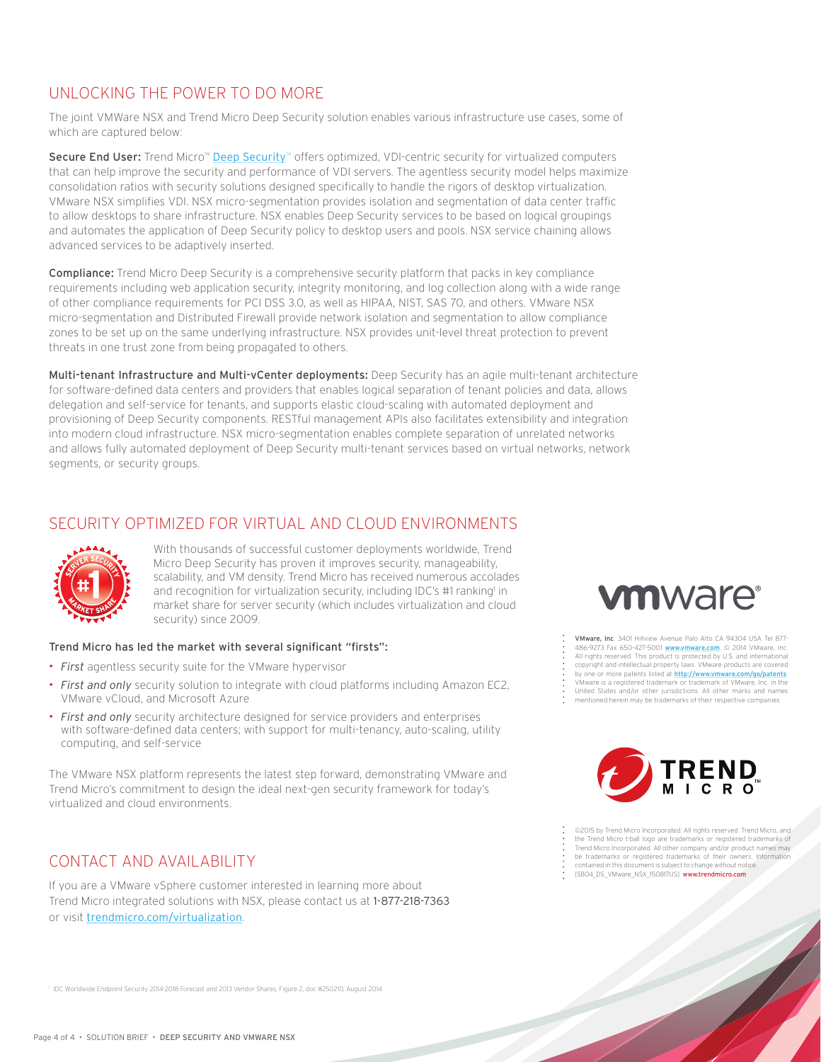## UNLOCKING THE POWER TO DO MORE

The joint VMWare NSX and Trend Micro Deep Security solution enables various infrastructure use cases, some of which are captured below:

**Secure End User:** Trend Micro™ Deep Security™ offers optimized, VDI-centric security for virtualized computers that can help improve the security and performance of VDI servers. The agentless security model helps maximize consolidation ratios with security solutions designed specifically to handle the rigors of desktop virtualization. VMware NSX simplifies VDI. NSX micro-segmentation provides isolation and segmentation of data center traffic to allow desktops to share infrastructure. NSX enables Deep Security services to be based on logical groupings and automates the application of Deep Security policy to desktop users and pools. NSX service chaining allows advanced services to be adaptively inserted.

**Compliance:** Trend Micro Deep Security is a comprehensive security platform that packs in key compliance requirements including web application security, integrity monitoring, and log collection along with a wide range of other compliance requirements for PCI DSS 3.0, as well as HIPAA, NIST, SAS 70, and others. VMware NSX micro-segmentation and Distributed Firewall provide network isolation and segmentation to allow compliance zones to be set up on the same underlying infrastructure. NSX provides unit-level threat protection to prevent threats in one trust zone from being propagated to others.

**Multi-tenant Infrastructure and Multi-vCenter deployments:** Deep Security has an agile multi-tenant architecture for software-defined data centers and providers that enables logical separation of tenant policies and data, allows delegation and self-service for tenants, and supports elastic cloud-scaling with automated deployment and provisioning of Deep Security components. RESTful management APIs also facilitates extensibility and integration into modern cloud infrastructure. NSX micro-segmentation enables complete separation of unrelated networks and allows fully automated deployment of Deep Security multi-tenant services based on virtual networks, network segments, or security groups.

## SECURITY OPTIMIZED FOR VIRTUAL AND CLOUD ENVIRONMENTS

SERVER SECURITY #1 MARKET SHARE

With thousands of successful customer deployments worldwide, Trend Micro Deep Security has proven it improves security, manageability, scalability, and VM density. Trend Micro has received numerous accolades and recognition for virtualization security, including IDC's #1 ranking[1] in market share for server security (which includes virtualization and cloud security) since 2009.

**Trend Micro has led the market with several significant "firsts":**

- *First* agentless security suite for the VMware hypervisor
- *First and only* security solution to integrate with cloud platforms including Amazon EC2, VMware vCloud, and Microsoft Azure
- *First and only* security architecture designed for service providers and enterprises with software-defined data centers; with support for multi-tenancy, auto-scaling, utility computing, and self-service

The VMware NSX platform represents the latest step forward, demonstrating VMware and Trend Micro's commitment to design the ideal next-gen security framework for today's virtualized and cloud environments.

## CONTACT AND AVAILABILITY

If you are a VMware vSphere customer interested in learning more about Trend Micro integrated solutions with NSX, please contact us at 1-877-218-7363 or visit trendmicro.com/virtualization.

vmware®

**VMware, Inc.** 3401 Hillview Avenue Palo Alto CA 94304 USA Tel 877-486-9273 Fax 650-427-5001 www.vmware.com. © 2014 VMware, Inc. All rights reserved. This product is protected by U.S. and international copyright and intellectual property laws. VMware products are covered by one or more patents listed at http://www.vmware.com/go/patents. VMware is a registered trademark or trademark of VMware, Inc. in the United States and/or other jurisdictions. All other marks and names mentioned herein may be trademarks of their respective companies

TREND MICRO™

©2015 by Trend Micro Incorporated. All rights reserved. Trend Micro, and the Trend Micro t-ball logo are trademarks or registered trademarks of Trend Micro Incorporated. All other company and/or product names may be trademarks or registered trademarks of their owners. Information contained in this document is subject to change without notice. [SB04_DS_VMware_NSX_150817US] www.trendmicro.com

[1] IDC Worldwide Endpoint Security 2014-2018 Forecast and 2013 Vendor Shares, Figure 2, doc #250210, August 2014